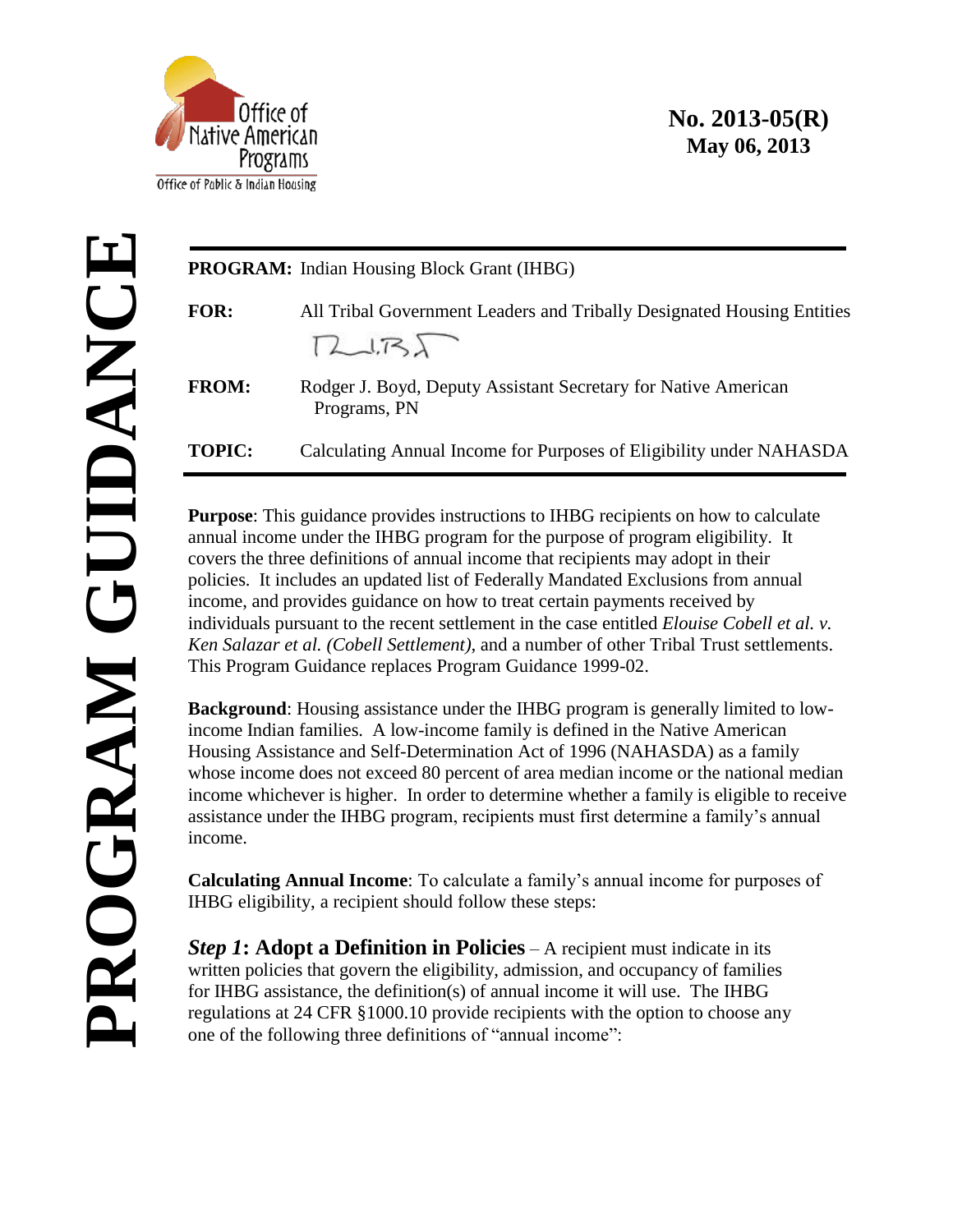Office of Native American Programs

Office of Public & Indian Housing

**No. 2013-05(R)**
**May 06, 2013**

**PROGRAM GUIDANCE**

**PROGRAM:** Indian Housing Block Grant (IHBG)

**FOR:** All Tribal Government Leaders and Tribally Designated Housing Entities

**FROM:** Rodger J. Boyd, Deputy Assistant Secretary for Native American Programs, PN

**TOPIC:** Calculating Annual Income for Purposes of Eligibility under NAHASDA

---

**Purpose**: This guidance provides instructions to IHBG recipients on how to calculate annual income under the IHBG program for the purpose of program eligibility. It covers the three definitions of annual income that recipients may adopt in their policies. It includes an updated list of Federally Mandated Exclusions from annual income, and provides guidance on how to treat certain payments received by individuals pursuant to the recent settlement in the case entitled *Elouise Cobell et al. v. Ken Salazar et al. (Cobell Settlement),* and a number of other Tribal Trust settlements. This Program Guidance replaces Program Guidance 1999-02.

**Background**: Housing assistance under the IHBG program is generally limited to low-income Indian families. A low-income family is defined in the Native American Housing Assistance and Self-Determination Act of 1996 (NAHASDA) as a family whose income does not exceed 80 percent of area median income or the national median income whichever is higher. In order to determine whether a family is eligible to receive assistance under the IHBG program, recipients must first determine a family's annual income.

**Calculating Annual Income**: To calculate a family's annual income for purposes of IHBG eligibility, a recipient should follow these steps:

***Step 1*: Adopt a Definition in Policies** – A recipient must indicate in its written policies that govern the eligibility, admission, and occupancy of families for IHBG assistance, the definition(s) of annual income it will use. The IHBG regulations at 24 CFR §1000.10 provide recipients with the option to choose any one of the following three definitions of "annual income":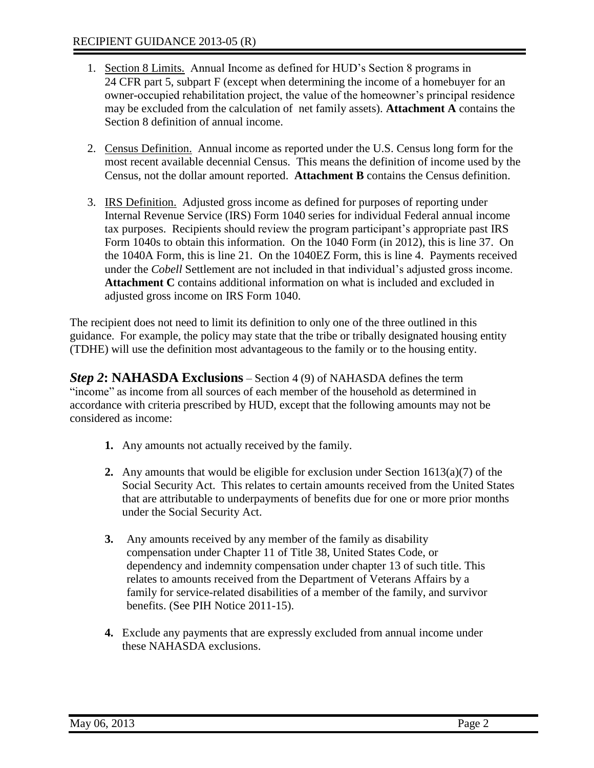1. Section 8 Limits. Annual Income as defined for HUD's Section 8 programs in 24 CFR part 5, subpart F (except when determining the income of a homebuyer for an owner-occupied rehabilitation project, the value of the homeowner's principal residence may be excluded from the calculation of net family assets). **Attachment A** contains the Section 8 definition of annual income.

2. Census Definition. Annual income as reported under the U.S. Census long form for the most recent available decennial Census. This means the definition of income used by the Census, not the dollar amount reported. **Attachment B** contains the Census definition.

3. IRS Definition. Adjusted gross income as defined for purposes of reporting under Internal Revenue Service (IRS) Form 1040 series for individual Federal annual income tax purposes. Recipients should review the program participant's appropriate past IRS Form 1040s to obtain this information. On the 1040 Form (in 2012), this is line 37. On the 1040A Form, this is line 21. On the 1040EZ Form, this is line 4. Payments received under the *Cobell* Settlement are not included in that individual's adjusted gross income. **Attachment C** contains additional information on what is included and excluded in adjusted gross income on IRS Form 1040.

The recipient does not need to limit its definition to only one of the three outlined in this guidance. For example, the policy may state that the tribe or tribally designated housing entity (TDHE) will use the definition most advantageous to the family or to the housing entity.

***Step 2*: NAHASDA Exclusions** – Section 4 (9) of NAHASDA defines the term "income" as income from all sources of each member of the household as determined in accordance with criteria prescribed by HUD, except that the following amounts may not be considered as income:

1. Any amounts not actually received by the family.

2. Any amounts that would be eligible for exclusion under Section 1613(a)(7) of the Social Security Act. This relates to certain amounts received from the United States that are attributable to underpayments of benefits due for one or more prior months under the Social Security Act.

3. Any amounts received by any member of the family as disability compensation under Chapter 11 of Title 38, United States Code, or dependency and indemnity compensation under chapter 13 of such title. This relates to amounts received from the Department of Veterans Affairs by a family for service-related disabilities of a member of the family, and survivor benefits. (See PIH Notice 2011-15).

4. Exclude any payments that are expressly excluded from annual income under these NAHASDA exclusions.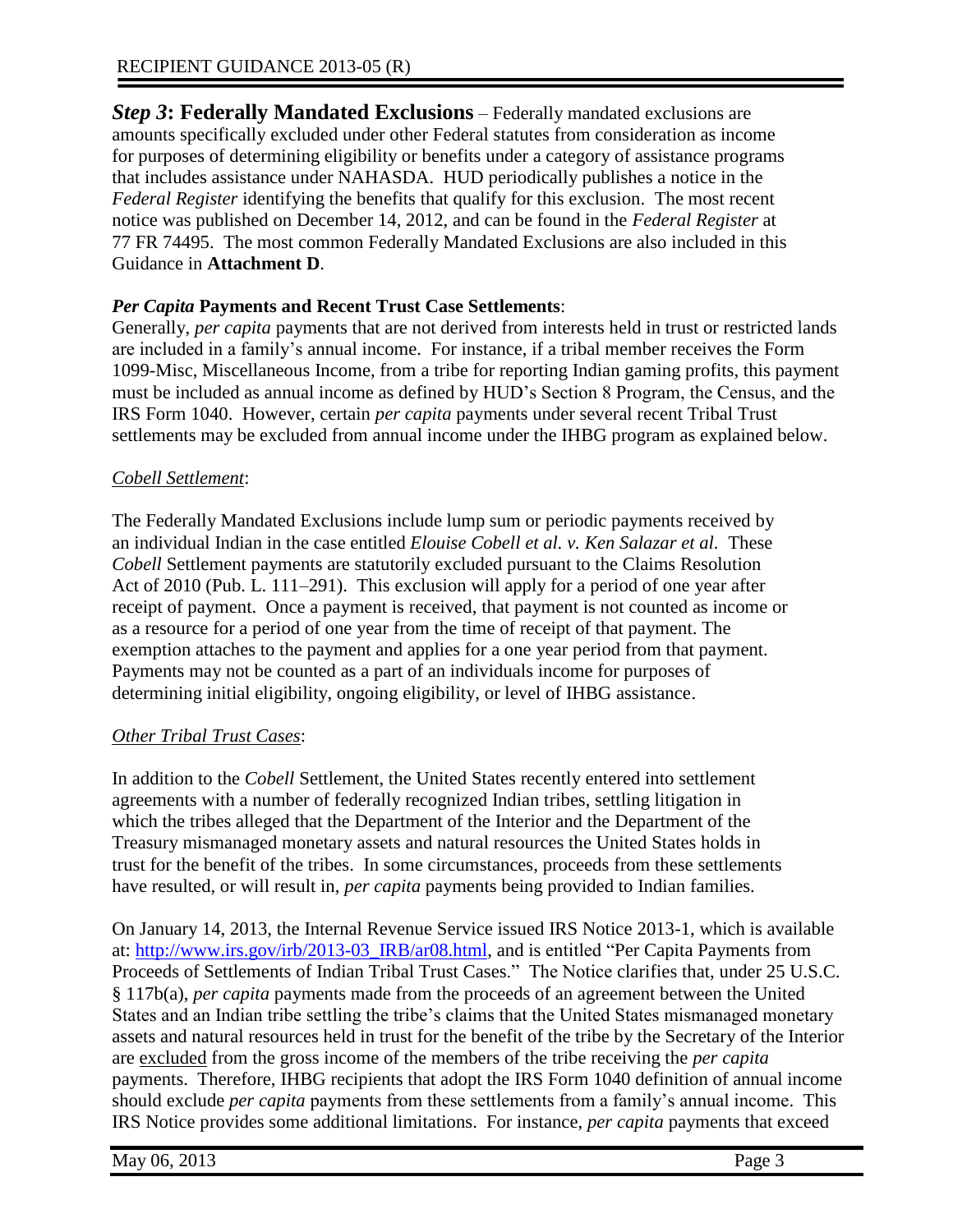***Step 3*: Federally Mandated Exclusions** – Federally mandated exclusions are amounts specifically excluded under other Federal statutes from consideration as income for purposes of determining eligibility or benefits under a category of assistance programs that includes assistance under NAHASDA. HUD periodically publishes a notice in the *Federal Register* identifying the benefits that qualify for this exclusion. The most recent notice was published on December 14, 2012, and can be found in the *Federal Register* at 77 FR 74495. The most common Federally Mandated Exclusions are also included in this Guidance in **Attachment D**.

***Per Capita* Payments and Recent Trust Case Settlements**:

Generally, *per capita* payments that are not derived from interests held in trust or restricted lands are included in a family's annual income. For instance, if a tribal member receives the Form 1099-Misc, Miscellaneous Income, from a tribe for reporting Indian gaming profits, this payment must be included as annual income as defined by HUD's Section 8 Program, the Census, and the IRS Form 1040. However, certain *per capita* payments under several recent Tribal Trust settlements may be excluded from annual income under the IHBG program as explained below.

*Cobell Settlement*:

The Federally Mandated Exclusions include lump sum or periodic payments received by an individual Indian in the case entitled *Elouise Cobell et al. v. Ken Salazar et al.* These *Cobell* Settlement payments are statutorily excluded pursuant to the Claims Resolution Act of 2010 (Pub. L. 111–291). This exclusion will apply for a period of one year after receipt of payment. Once a payment is received, that payment is not counted as income or as a resource for a period of one year from the time of receipt of that payment. The exemption attaches to the payment and applies for a one year period from that payment. Payments may not be counted as a part of an individuals income for purposes of determining initial eligibility, ongoing eligibility, or level of IHBG assistance.

*Other Tribal Trust Cases*:

In addition to the *Cobell* Settlement, the United States recently entered into settlement agreements with a number of federally recognized Indian tribes, settling litigation in which the tribes alleged that the Department of the Interior and the Department of the Treasury mismanaged monetary assets and natural resources the United States holds in trust for the benefit of the tribes. In some circumstances, proceeds from these settlements have resulted, or will result in, *per capita* payments being provided to Indian families.

On January 14, 2013, the Internal Revenue Service issued IRS Notice 2013-1, which is available at: [http://www.irs.gov/irb/2013-03_IRB/ar08.html](http://www.irs.gov/irb/2013-03_IRB/ar08.html), and is entitled "Per Capita Payments from Proceeds of Settlements of Indian Tribal Trust Cases." The Notice clarifies that, under 25 U.S.C. § 117b(a), *per capita* payments made from the proceeds of an agreement between the United States and an Indian tribe settling the tribe's claims that the United States mismanaged monetary assets and natural resources held in trust for the benefit of the tribe by the Secretary of the Interior are excluded from the gross income of the members of the tribe receiving the *per capita* payments. Therefore, IHBG recipients that adopt the IRS Form 1040 definition of annual income should exclude *per capita* payments from these settlements from a family's annual income. This IRS Notice provides some additional limitations. For instance, *per capita* payments that exceed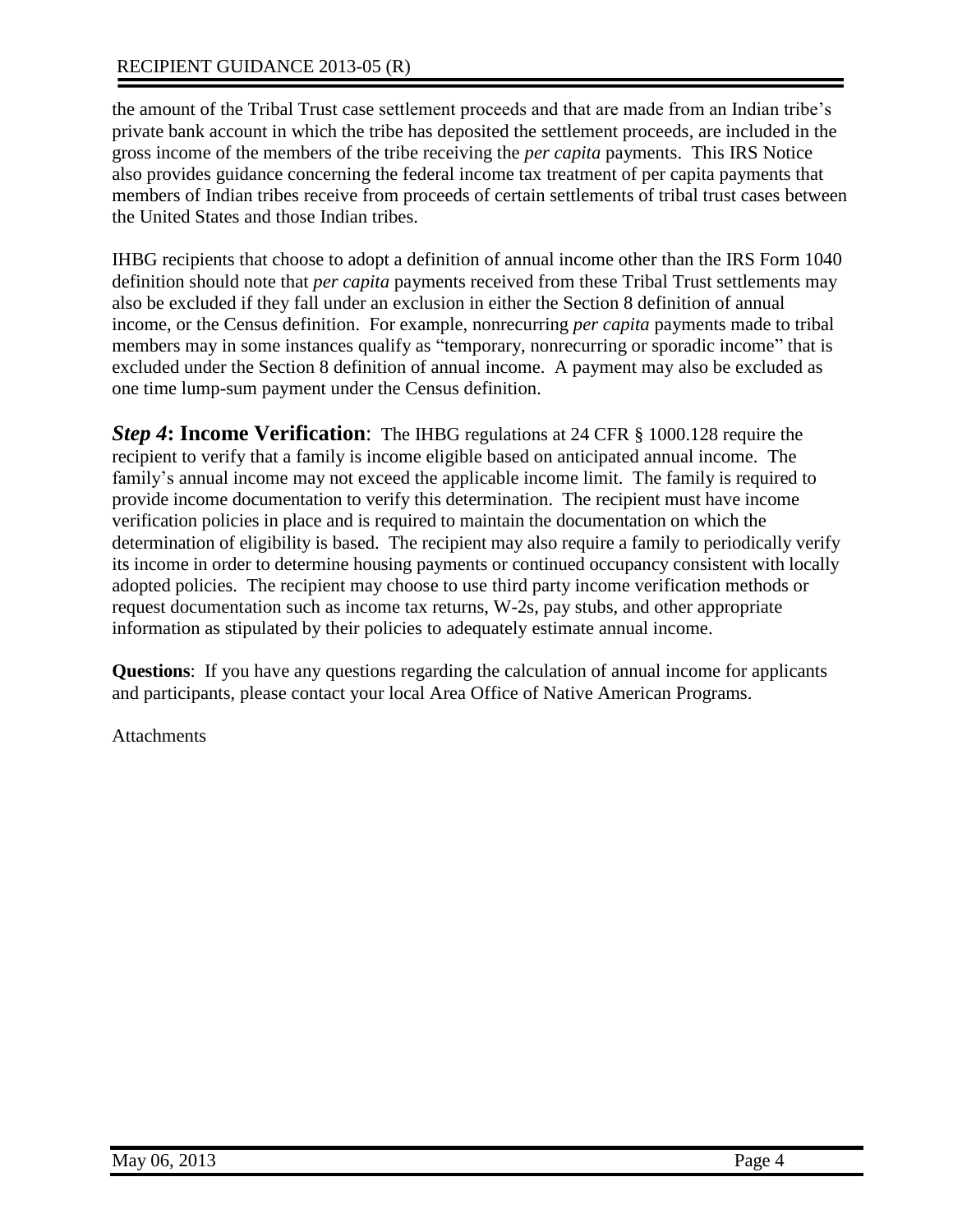the amount of the Tribal Trust case settlement proceeds and that are made from an Indian tribe's private bank account in which the tribe has deposited the settlement proceeds, are included in the gross income of the members of the tribe receiving the *per capita* payments. This IRS Notice also provides guidance concerning the federal income tax treatment of per capita payments that members of Indian tribes receive from proceeds of certain settlements of tribal trust cases between the United States and those Indian tribes.

IHBG recipients that choose to adopt a definition of annual income other than the IRS Form 1040 definition should note that *per capita* payments received from these Tribal Trust settlements may also be excluded if they fall under an exclusion in either the Section 8 definition of annual income, or the Census definition. For example, nonrecurring *per capita* payments made to tribal members may in some instances qualify as "temporary, nonrecurring or sporadic income" that is excluded under the Section 8 definition of annual income. A payment may also be excluded as one time lump-sum payment under the Census definition.

***Step 4*: Income Verification**: The IHBG regulations at 24 CFR § 1000.128 require the recipient to verify that a family is income eligible based on anticipated annual income. The family's annual income may not exceed the applicable income limit. The family is required to provide income documentation to verify this determination. The recipient must have income verification policies in place and is required to maintain the documentation on which the determination of eligibility is based. The recipient may also require a family to periodically verify its income in order to determine housing payments or continued occupancy consistent with locally adopted policies. The recipient may choose to use third party income verification methods or request documentation such as income tax returns, W-2s, pay stubs, and other appropriate information as stipulated by their policies to adequately estimate annual income.

**Questions**: If you have any questions regarding the calculation of annual income for applicants and participants, please contact your local Area Office of Native American Programs.

Attachments